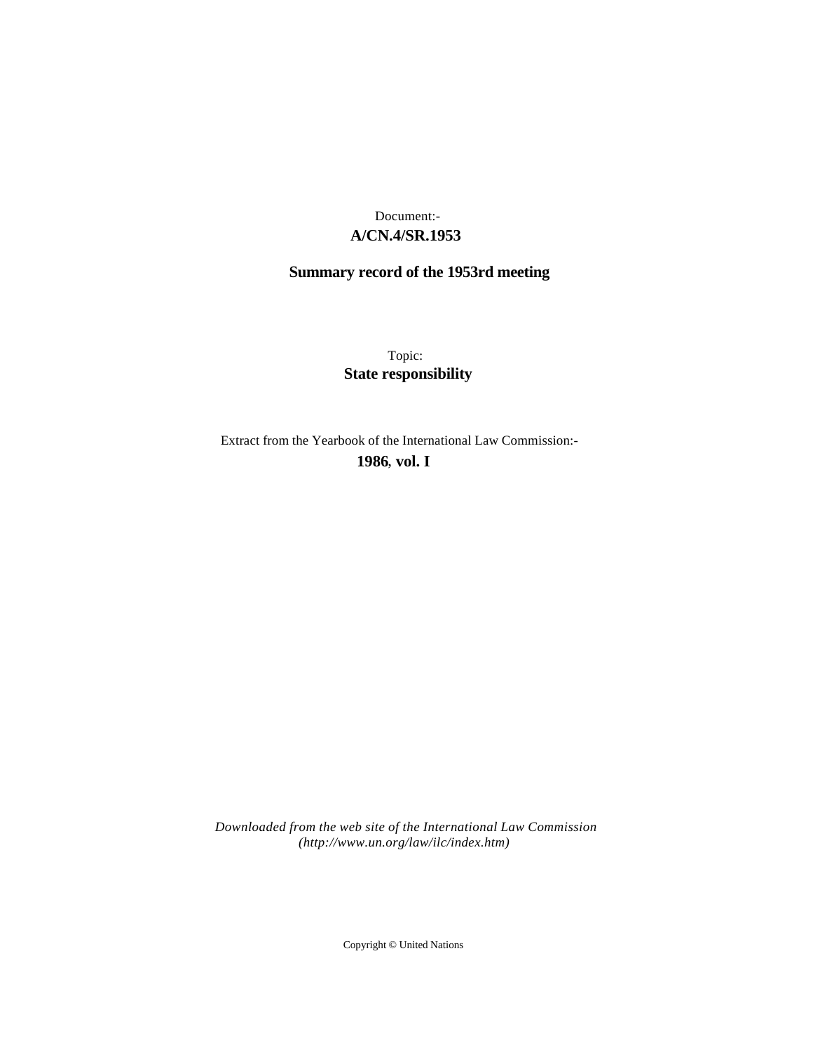Document:-

**A/CN.4/SR.1953**

**Summary record of the 1953rd meeting**

Topic:

**State responsibility**

Extract from the Yearbook of the International Law Commission:-

**1986, vol. I**

*Downloaded from the web site of the International Law Commission (http://www.un.org/law/ilc/index.htm)*

Copyright © United Nations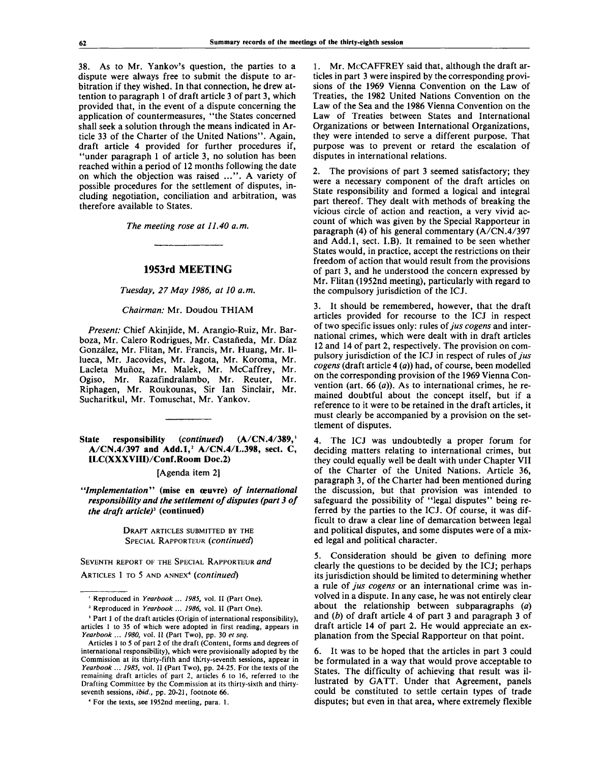38. As to Mr. Yankov's question, the parties to a dispute were always free to submit the dispute to arbitration if they wished. In that connection, he drew attention to paragraph 1 of draft article 3 of part 3, which provided that, in the event of a dispute concerning the application of countermeasures, "the States concerned shall seek a solution through the means indicated in Article 33 of the Charter of the United Nations". Again, draft article 4 provided for further procedures if, "under paragraph 1 of article 3, no solution has been reached within a period of 12 months following the date on which the objection was raised ...". A variety of possible procedures for the settlement of disputes, including negotiation, conciliation and arbitration, was therefore available to States.

*The meeting rose at 11.40 a.m.*

---

## 1953rd MEETING

*Tuesday, 27 May 1986, at 10 a.m.*

*Chairman:* Mr. Doudou THIAM

*Present:* Chief Akinjide, M. Arangio-Ruiz, Mr. Barboza, Mr. Calero Rodrigues, Mr. Castañeda, Mr. Díaz González, Mr. Flitan, Mr. Francis, Mr. Huang, Mr. Illueca, Mr. Jacovides, Mr. Jagota, Mr. Koroma, Mr. Lacleta Muñoz, Mr. Malek, Mr. McCaffrey, Mr. Ogiso, Mr. Razafindralambo, Mr. Reuter, Mr. Riphagen, Mr. Roukounas, Sir Ian Sinclair, Mr. Sucharitkul, Mr. Tomuschat, Mr. Yankov.

---

### State responsibility (*continued*) (A/CN.4/389,[1] A/CN.4/397 and Add.1,[2] A/CN.4/L.398, sect. C, ILC(XXXVIII)/Conf.Room Doc.2)

[Agenda item 2]

***"Implementation"* (mise en œuvre) *of international responsibility and the settlement of disputes (part 3 of the draft article)*[3] (continued)**

DRAFT ARTICLES SUBMITTED BY THE SPECIAL RAPPORTEUR (*continued*)

SEVENTH REPORT OF THE SPECIAL RAPPORTEUR *and* ARTICLES 1 TO 5 AND ANNEX[4] (*continued*)

1. Mr. McCAFFREY said that, although the draft articles in part 3 were inspired by the corresponding provisions of the 1969 Vienna Convention on the Law of Treaties, the 1982 United Nations Convention on the Law of the Sea and the 1986 Vienna Convention on the Law of Treaties between States and International Organizations or between International Organizations, they were intended to serve a different purpose. That purpose was to prevent or retard the escalation of disputes in international relations.

2. The provisions of part 3 seemed satisfactory; they were a necessary component of the draft articles on State responsibility and formed a logical and integral part thereof. They dealt with methods of breaking the vicious circle of action and reaction, a very vivid account of which was given by the Special Rapporteur in paragraph (4) of his general commentary (A/CN.4/397 and Add.1, sect. I.B). It remained to be seen whether States would, in practice, accept the restrictions on their freedom of action that would result from the provisions of part 3, and he understood the concern expressed by Mr. Flitan (1952nd meeting), particularly with regard to the compulsory jurisdiction of the ICJ.

3. It should be remembered, however, that the draft articles provided for recourse to the ICJ in respect of two specific issues only: rules of *jus cogens* and international crimes, which were dealt with in draft articles 12 and 14 of part 2, respectively. The provision on compulsory jurisdiction of the ICJ in respect of rules of *jus cogens* (draft article 4 (*a*)) had, of course, been modelled on the corresponding provision of the 1969 Vienna Convention (art. 66 (*a*)). As to international crimes, he remained doubtful about the concept itself, but if a reference to it were to be retained in the draft articles, it must clearly be accompanied by a provision on the settlement of disputes.

4. The ICJ was undoubtedly a proper forum for deciding matters relating to international crimes, but they could equally well be dealt with under Chapter VII of the Charter of the United Nations. Article 36, paragraph 3, of the Charter had been mentioned during the discussion, but that provision was intended to safeguard the possibility of "legal disputes" being referred by the parties to the ICJ. Of course, it was difficult to draw a clear line of demarcation between legal and political disputes, and some disputes were of a mixed legal and political character.

5. Consideration should be given to defining more clearly the questions to be decided by the ICJ; perhaps its jurisdiction should be limited to determining whether a rule of *jus cogens* or an international crime was involved in a dispute. In any case, he was not entirely clear about the relationship between subparagraphs (*a*) and (*b*) of draft article 4 of part 3 and paragraph 3 of draft article 14 of part 2. He would appreciate an explanation from the Special Rapporteur on that point.

6. It was to be hoped that the articles in part 3 could be formulated in a way that would prove acceptable to States. The difficulty of achieving that result was illustrated by GATT. Under that Agreement, panels could be constituted to settle certain types of trade disputes; but even in that area, where extremely flexible

---

[1] Reproduced in *Yearbook ... 1985*, vol. II (Part One).

[2] Reproduced in *Yearbook ... 1986*, vol. II (Part One).

[3] Part 1 of the draft articles (Origin of international responsibility), articles 1 to 35 of which were adopted in first reading, appears in *Yearbook ... 1980*, vol. II (Part Two), pp. 30 *et seq.*

Articles 1 to 5 of part 2 of the draft (Content, forms and degrees of international responsibility), which were provisionally adopted by the Commission at its thirty-seventh session, appear in *Yearbook ... 1985*, vol. II (Part Two), pp. 24-25. For the texts of the remaining draft articles of part 2, articles 6 to 16, referred to the Drafting Committee by the Commission at its thirty-sixth and thirty-seventh sessions, *ibid.*, pp. 20-21, footnote 66.

[4] For the texts, see 1952nd meeting, para. 1.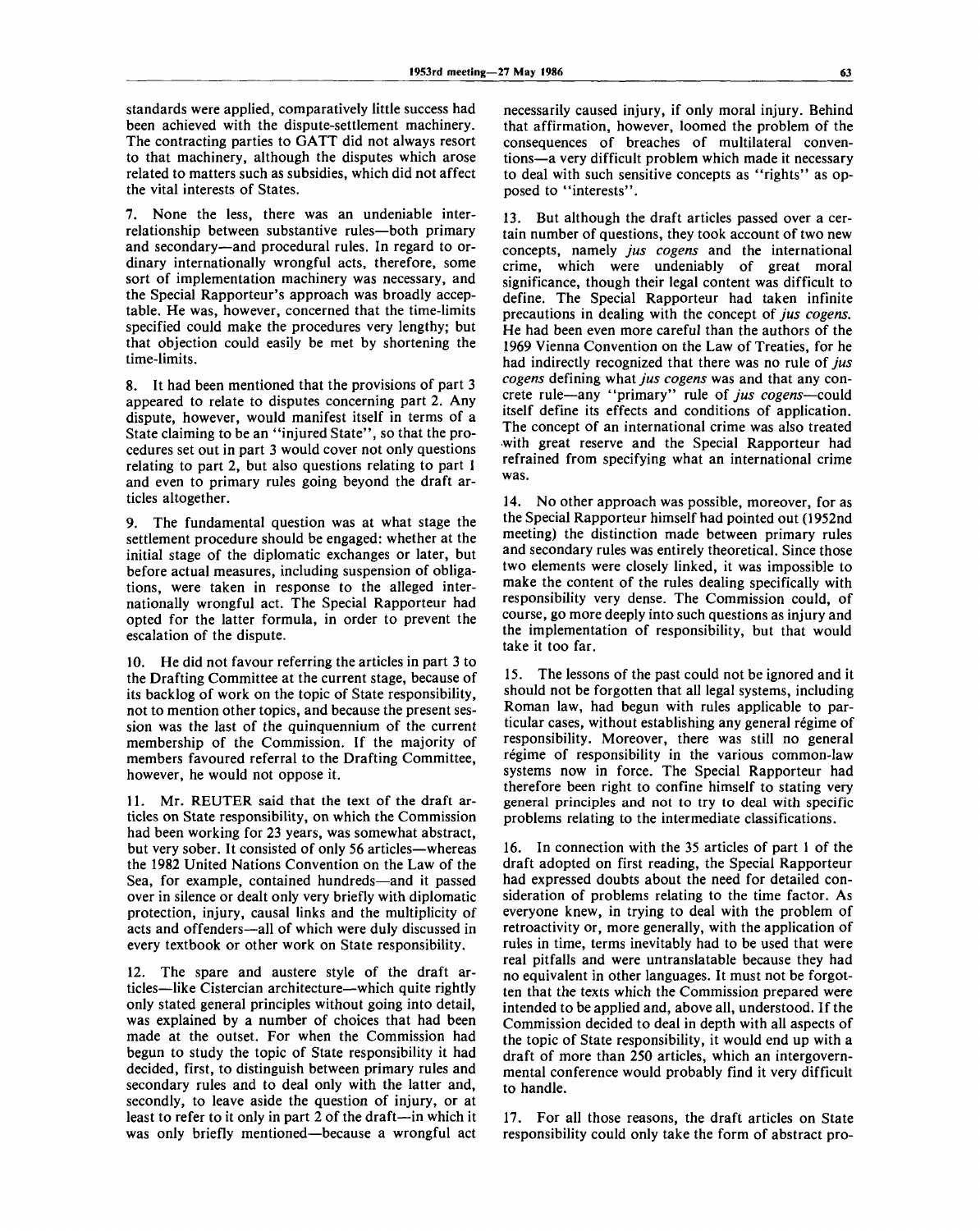standards were applied, comparatively little success had been achieved with the dispute-settlement machinery. The contracting parties to GATT did not always resort to that machinery, although the disputes which arose related to matters such as subsidies, which did not affect the vital interests of States.

7. None the less, there was an undeniable interrelationship between substantive rules—both primary and secondary—and procedural rules. In regard to ordinary internationally wrongful acts, therefore, some sort of implementation machinery was necessary, and the Special Rapporteur's approach was broadly acceptable. He was, however, concerned that the time-limits specified could make the procedures very lengthy; but that objection could easily be met by shortening the time-limits.

8. It had been mentioned that the provisions of part 3 appeared to relate to disputes concerning part 2. Any dispute, however, would manifest itself in terms of a State claiming to be an "injured State", so that the procedures set out in part 3 would cover not only questions relating to part 2, but also questions relating to part 1 and even to primary rules going beyond the draft articles altogether.

9. The fundamental question was at what stage the settlement procedure should be engaged: whether at the initial stage of the diplomatic exchanges or later, but before actual measures, including suspension of obligations, were taken in response to the alleged internationally wrongful act. The Special Rapporteur had opted for the latter formula, in order to prevent the escalation of the dispute.

10. He did not favour referring the articles in part 3 to the Drafting Committee at the current stage, because of its backlog of work on the topic of State responsibility, not to mention other topics, and because the present session was the last of the quinquennium of the current membership of the Commission. If the majority of members favoured referral to the Drafting Committee, however, he would not oppose it.

11. Mr. REUTER said that the text of the draft articles on State responsibility, on which the Commission had been working for 23 years, was somewhat abstract, but very sober. It consisted of only 56 articles—whereas the 1982 United Nations Convention on the Law of the Sea, for example, contained hundreds—and it passed over in silence or dealt only very briefly with diplomatic protection, injury, causal links and the multiplicity of acts and offenders—all of which were duly discussed in every textbook or other work on State responsibility.

12. The spare and austere style of the draft articles—like Cistercian architecture—which quite rightly only stated general principles without going into detail, was explained by a number of choices that had been made at the outset. For when the Commission had begun to study the topic of State responsibility it had decided, first, to distinguish between primary rules and secondary rules and to deal only with the latter and, secondly, to leave aside the question of injury, or at least to refer to it only in part 2 of the draft—in which it was only briefly mentioned—because a wrongful act necessarily caused injury, if only moral injury. Behind that affirmation, however, loomed the problem of the consequences of breaches of multilateral conventions—a very difficult problem which made it necessary to deal with such sensitive concepts as "rights" as opposed to "interests".

13. But although the draft articles passed over a certain number of questions, they took account of two new concepts, namely *jus cogens* and the international crime, which were undeniably of great moral significance, though their legal content was difficult to define. The Special Rapporteur had taken infinite precautions in dealing with the concept of *jus cogens.* He had been even more careful than the authors of the 1969 Vienna Convention on the Law of Treaties, for he had indirectly recognized that there was no rule of *jus cogens* defining what *jus cogens* was and that any concrete rule—any "primary" rule of *jus cogens*—could itself define its effects and conditions of application. The concept of an international crime was also treated with great reserve and the Special Rapporteur had refrained from specifying what an international crime was.

14. No other approach was possible, moreover, for as the Special Rapporteur himself had pointed out (1952nd meeting) the distinction made between primary rules and secondary rules was entirely theoretical. Since those two elements were closely linked, it was impossible to make the content of the rules dealing specifically with responsibility very dense. The Commission could, of course, go more deeply into such questions as injury and the implementation of responsibility, but that would take it too far.

15. The lessons of the past could not be ignored and it should not be forgotten that all legal systems, including Roman law, had begun with rules applicable to particular cases, without establishing any general régime of responsibility. Moreover, there was still no general régime of responsibility in the various common-law systems now in force. The Special Rapporteur had therefore been right to confine himself to stating very general principles and not to try to deal with specific problems relating to the intermediate classifications.

16. In connection with the 35 articles of part 1 of the draft adopted on first reading, the Special Rapporteur had expressed doubts about the need for detailed consideration of problems relating to the time factor. As everyone knew, in trying to deal with the problem of retroactivity or, more generally, with the application of rules in time, terms inevitably had to be used that were real pitfalls and were untranslatable because they had no equivalent in other languages. It must not be forgotten that the texts which the Commission prepared were intended to be applied and, above all, understood. If the Commission decided to deal in depth with all aspects of the topic of State responsibility, it would end up with a draft of more than 250 articles, which an intergovernmental conference would probably find it very difficult to handle.

17. For all those reasons, the draft articles on State responsibility could only take the form of abstract pro-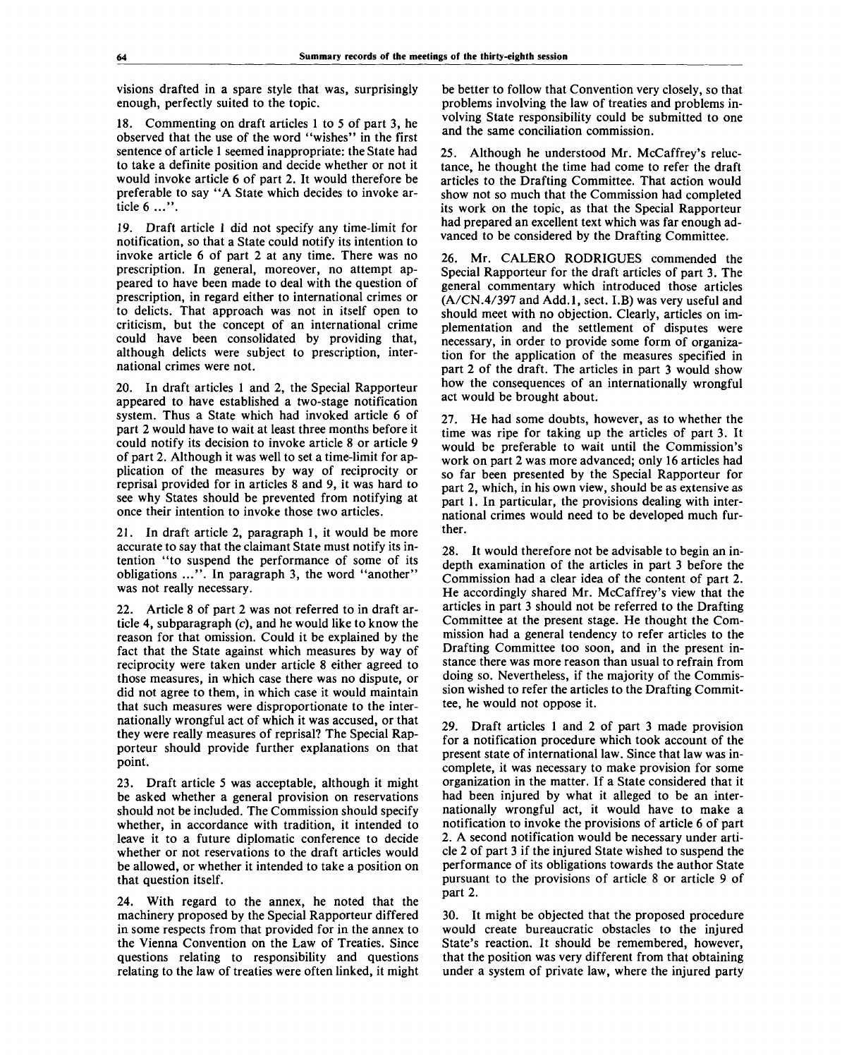visions drafted in a spare style that was, surprisingly enough, perfectly suited to the topic.

18. Commenting on draft articles 1 to 5 of part 3, he observed that the use of the word "wishes" in the first sentence of article 1 seemed inappropriate: the State had to take a definite position and decide whether or not it would invoke article 6 of part 2. It would therefore be preferable to say "A State which decides to invoke article 6 ...".

19. Draft article 1 did not specify any time-limit for notification, so that a State could notify its intention to invoke article 6 of part 2 at any time. There was no prescription. In general, moreover, no attempt appeared to have been made to deal with the question of prescription, in regard either to international crimes or to delicts. That approach was not in itself open to criticism, but the concept of an international crime could have been consolidated by providing that, although delicts were subject to prescription, international crimes were not.

20. In draft articles 1 and 2, the Special Rapporteur appeared to have established a two-stage notification system. Thus a State which had invoked article 6 of part 2 would have to wait at least three months before it could notify its decision to invoke article 8 or article 9 of part 2. Although it was well to set a time-limit for application of the measures by way of reciprocity or reprisal provided for in articles 8 and 9, it was hard to see why States should be prevented from notifying at once their intention to invoke those two articles.

21. In draft article 2, paragraph 1, it would be more accurate to say that the claimant State must notify its intention "to suspend the performance of some of its obligations ...". In paragraph 3, the word "another" was not really necessary.

22. Article 8 of part 2 was not referred to in draft article 4, subparagraph (*c*), and he would like to know the reason for that omission. Could it be explained by the fact that the State against which measures by way of reciprocity were taken under article 8 either agreed to those measures, in which case there was no dispute, or did not agree to them, in which case it would maintain that such measures were disproportionate to the internationally wrongful act of which it was accused, or that they were really measures of reprisal? The Special Rapporteur should provide further explanations on that point.

23. Draft article 5 was acceptable, although it might be asked whether a general provision on reservations should not be included. The Commission should specify whether, in accordance with tradition, it intended to leave it to a future diplomatic conference to decide whether or not reservations to the draft articles would be allowed, or whether it intended to take a position on that question itself.

24. With regard to the annex, he noted that the machinery proposed by the Special Rapporteur differed in some respects from that provided for in the annex to the Vienna Convention on the Law of Treaties. Since questions relating to responsibility and questions relating to the law of treaties were often linked, it might be better to follow that Convention very closely, so that problems involving the law of treaties and problems involving State responsibility could be submitted to one and the same conciliation commission.

25. Although he understood Mr. McCaffrey's reluctance, he thought the time had come to refer the draft articles to the Drafting Committee. That action would show not so much that the Commission had completed its work on the topic, as that the Special Rapporteur had prepared an excellent text which was far enough advanced to be considered by the Drafting Committee.

26. Mr. CALERO RODRIGUES commended the Special Rapporteur for the draft articles of part 3. The general commentary which introduced those articles (A/CN.4/397 and Add.1, sect. I.B) was very useful and should meet with no objection. Clearly, articles on implementation and the settlement of disputes were necessary, in order to provide some form of organization for the application of the measures specified in part 2 of the draft. The articles in part 3 would show how the consequences of an internationally wrongful act would be brought about.

27. He had some doubts, however, as to whether the time was ripe for taking up the articles of part 3. It would be preferable to wait until the Commission's work on part 2 was more advanced; only 16 articles had so far been presented by the Special Rapporteur for part 2, which, in his own view, should be as extensive as part 1. In particular, the provisions dealing with international crimes would need to be developed much further.

28. It would therefore not be advisable to begin an in-depth examination of the articles in part 3 before the Commission had a clear idea of the content of part 2. He accordingly shared Mr. McCaffrey's view that the articles in part 3 should not be referred to the Drafting Committee at the present stage. He thought the Commission had a general tendency to refer articles to the Drafting Committee too soon, and in the present instance there was more reason than usual to refrain from doing so. Nevertheless, if the majority of the Commission wished to refer the articles to the Drafting Committee, he would not oppose it.

29. Draft articles 1 and 2 of part 3 made provision for a notification procedure which took account of the present state of international law. Since that law was incomplete, it was necessary to make provision for some organization in the matter. If a State considered that it had been injured by what it alleged to be an internationally wrongful act, it would have to make a notification to invoke the provisions of article 6 of part 2. A second notification would be necessary under article 2 of part 3 if the injured State wished to suspend the performance of its obligations towards the author State pursuant to the provisions of article 8 or article 9 of part 2.

30. It might be objected that the proposed procedure would create bureaucratic obstacles to the injured State's reaction. It should be remembered, however, that the position was very different from that obtaining under a system of private law, where the injured party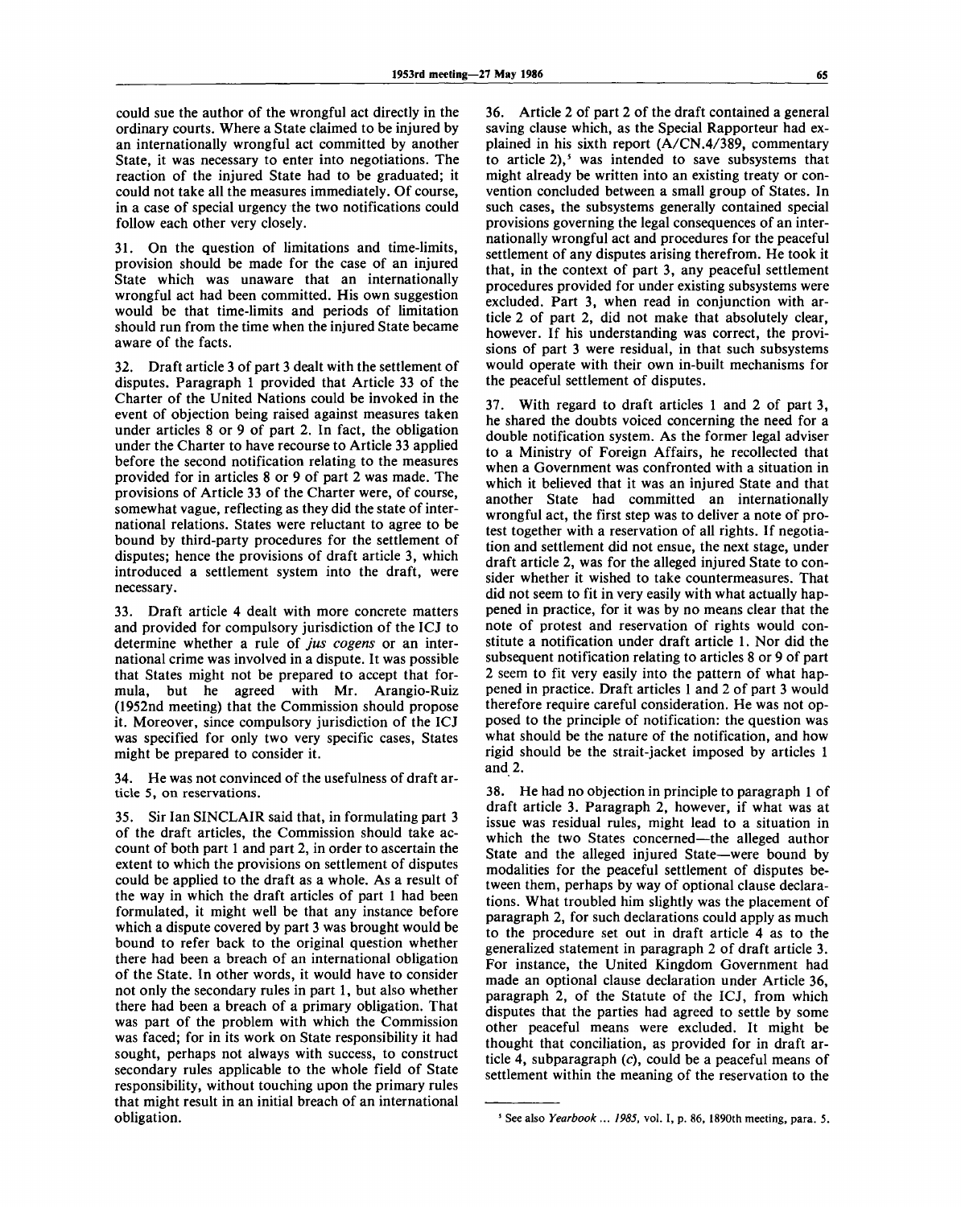could sue the author of the wrongful act directly in the ordinary courts. Where a State claimed to be injured by an internationally wrongful act committed by another State, it was necessary to enter into negotiations. The reaction of the injured State had to be graduated; it could not take all the measures immediately. Of course, in a case of special urgency the two notifications could follow each other very closely.

31. On the question of limitations and time-limits, provision should be made for the case of an injured State which was unaware that an internationally wrongful act had been committed. His own suggestion would be that time-limits and periods of limitation should run from the time when the injured State became aware of the facts.

32. Draft article 3 of part 3 dealt with the settlement of disputes. Paragraph 1 provided that Article 33 of the Charter of the United Nations could be invoked in the event of objection being raised against measures taken under articles 8 or 9 of part 2. In fact, the obligation under the Charter to have recourse to Article 33 applied before the second notification relating to the measures provided for in articles 8 or 9 of part 2 was made. The provisions of Article 33 of the Charter were, of course, somewhat vague, reflecting as they did the state of international relations. States were reluctant to agree to be bound by third-party procedures for the settlement of disputes; hence the provisions of draft article 3, which introduced a settlement system into the draft, were necessary.

33. Draft article 4 dealt with more concrete matters and provided for compulsory jurisdiction of the ICJ to determine whether a rule of *jus cogens* or an international crime was involved in a dispute. It was possible that States might not be prepared to accept that formula, but he agreed with Mr. Arangio-Ruiz (1952nd meeting) that the Commission should propose it. Moreover, since compulsory jurisdiction of the ICJ was specified for only two very specific cases, States might be prepared to consider it.

34. He was not convinced of the usefulness of draft article 5, on reservations.

35. Sir Ian SINCLAIR said that, in formulating part 3 of the draft articles, the Commission should take account of both part 1 and part 2, in order to ascertain the extent to which the provisions on settlement of disputes could be applied to the draft as a whole. As a result of the way in which the draft articles of part 1 had been formulated, it might well be that any instance before which a dispute covered by part 3 was brought would be bound to refer back to the original question whether there had been a breach of an international obligation of the State. In other words, it would have to consider not only the secondary rules in part 1, but also whether there had been a breach of a primary obligation. That was part of the problem with which the Commission was faced; for in its work on State responsibility it had sought, perhaps not always with success, to construct secondary rules applicable to the whole field of State responsibility, without touching upon the primary rules that might result in an initial breach of an international obligation.

36. Article 2 of part 2 of the draft contained a general saving clause which, as the Special Rapporteur had explained in his sixth report (A/CN.4/389, commentary to article 2),[5] was intended to save subsystems that might already be written into an existing treaty or convention concluded between a small group of States. In such cases, the subsystems generally contained special provisions governing the legal consequences of an internationally wrongful act and procedures for the peaceful settlement of any disputes arising therefrom. He took it that, in the context of part 3, any peaceful settlement procedures provided for under existing subsystems were excluded. Part 3, when read in conjunction with article 2 of part 2, did not make that absolutely clear, however. If his understanding was correct, the provisions of part 3 were residual, in that such subsystems would operate with their own in-built mechanisms for the peaceful settlement of disputes.

37. With regard to draft articles 1 and 2 of part 3, he shared the doubts voiced concerning the need for a double notification system. As the former legal adviser to a Ministry of Foreign Affairs, he recollected that when a Government was confronted with a situation in which it believed that it was an injured State and that another State had committed an internationally wrongful act, the first step was to deliver a note of protest together with a reservation of all rights. If negotiation and settlement did not ensue, the next stage, under draft article 2, was for the alleged injured State to consider whether it wished to take countermeasures. That did not seem to fit in very easily with what actually happened in practice, for it was by no means clear that the note of protest and reservation of rights would constitute a notification under draft article 1. Nor did the subsequent notification relating to articles 8 or 9 of part 2 seem to fit very easily into the pattern of what happened in practice. Draft articles 1 and 2 of part 3 would therefore require careful consideration. He was not opposed to the principle of notification: the question was what should be the nature of the notification, and how rigid should be the strait-jacket imposed by articles 1 and 2.

38. He had no objection in principle to paragraph 1 of draft article 3. Paragraph 2, however, if what was at issue was residual rules, might lead to a situation in which the two States concerned—the alleged author State and the alleged injured State—were bound by modalities for the peaceful settlement of disputes between them, perhaps by way of optional clause declarations. What troubled him slightly was the placement of paragraph 2, for such declarations could apply as much to the procedure set out in draft article 4 as to the generalized statement in paragraph 2 of draft article 3. For instance, the United Kingdom Government had made an optional clause declaration under Article 36, paragraph 2, of the Statute of the ICJ, from which disputes that the parties had agreed to settle by some other peaceful means were excluded. It might be thought that conciliation, as provided for in draft article 4, subparagraph (*c*), could be a peaceful means of settlement within the meaning of the reservation to the

[5] See also *Yearbook ... 1985*, vol. I, p. 86, 1890th meeting, para. 5.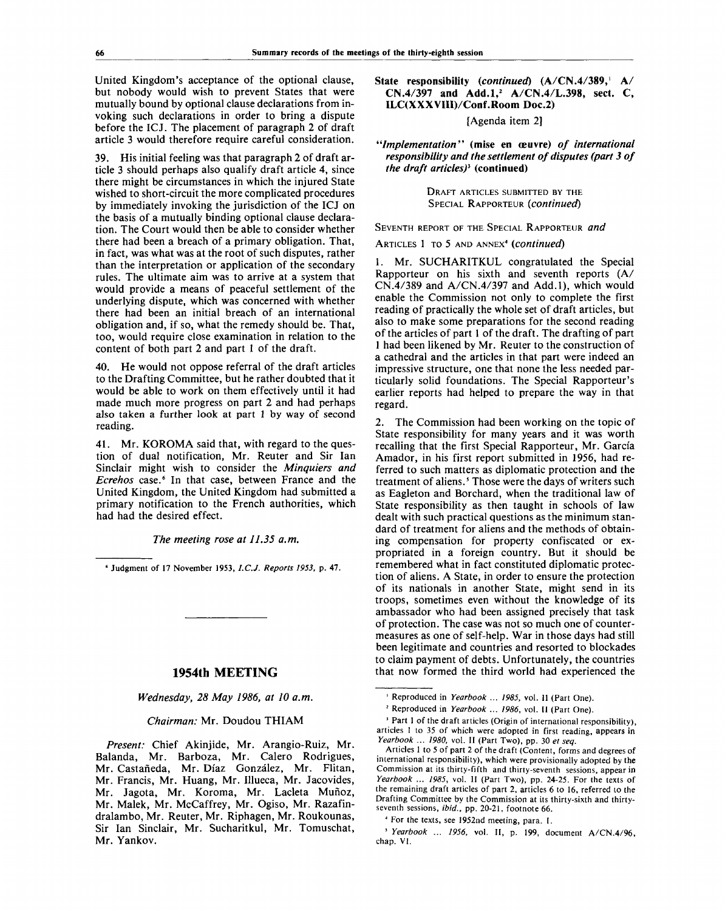United Kingdom's acceptance of the optional clause, but nobody would wish to prevent States that were mutually bound by optional clause declarations from invoking such declarations in order to bring a dispute before the ICJ. The placement of paragraph 2 of draft article 3 would therefore require careful consideration.

39. His initial feeling was that paragraph 2 of draft article 3 should perhaps also qualify draft article 4, since there might be circumstances in which the injured State wished to short-circuit the more complicated procedures by immediately invoking the jurisdiction of the ICJ on the basis of a mutually binding optional clause declaration. The Court would then be able to consider whether there had been a breach of a primary obligation. That, in fact, was what was at the root of such disputes, rather than the interpretation or application of the secondary rules. The ultimate aim was to arrive at a system that would provide a means of peaceful settlement of the underlying dispute, which was concerned with whether there had been an initial breach of an international obligation and, if so, what the remedy should be. That, too, would require close examination in relation to the content of both part 2 and part 1 of the draft.

40. He would not oppose referral of the draft articles to the Drafting Committee, but he rather doubted that it would be able to work on them effectively until it had made much more progress on part 2 and had perhaps also taken a further look at part 1 by way of second reading.

41. Mr. KOROMA said that, with regard to the question of dual notification, Mr. Reuter and Sir Ian Sinclair might wish to consider the *Minquiers and Ecrehos* case.[6] In that case, between France and the United Kingdom, the United Kingdom had submitted a primary notification to the French authorities, which had had the desired effect.

*The meeting rose at 11.35 a.m.*

[6] Judgment of 17 November 1953, *I.C.J. Reports 1953*, p. 47.

## 1954th MEETING

*Wednesday, 28 May 1986, at 10 a.m.*

*Chairman:* Mr. Doudou THIAM

*Present:* Chief Akinjide, Mr. Arangio-Ruiz, Mr. Balanda, Mr. Barboza, Mr. Calero Rodrigues, Mr. Castañeda, Mr. Díaz González, Mr. Flitan, Mr. Francis, Mr. Huang, Mr. Illueca, Mr. Jacovides, Mr. Jagota, Mr. Koroma, Mr. Lacleta Muñoz, Mr. Malek, Mr. McCaffrey, Mr. Ogiso, Mr. Razafindralambo, Mr. Reuter, Mr. Riphagen, Mr. Roukounas, Sir Ian Sinclair, Mr. Sucharitkul, Mr. Tomuschat, Mr. Yankov.

### State responsibility (*continued*) (A/CN.4/389,[1] A/CN.4/397 and Add.1,[2] A/CN.4/L.398, sect. C, ILC(XXXVIII)/Conf.Room Doc.2)

[Agenda item 2]

### *"Implementation"* (mise en œuvre) *of international responsibility and the settlement of disputes (part 3 of the draft articles)*[3] (continued)

DRAFT ARTICLES SUBMITTED BY THE SPECIAL RAPPORTEUR (*continued*)

SEVENTH REPORT OF THE SPECIAL RAPPORTEUR *and* ARTICLES 1 TO 5 AND ANNEX[4] (*continued*)

1. Mr. SUCHARITKUL congratulated the Special Rapporteur on his sixth and seventh reports (A/CN.4/389 and A/CN.4/397 and Add.1), which would enable the Commission not only to complete the first reading of practically the whole set of draft articles, but also to make some preparations for the second reading of the articles of part 1 of the draft. The drafting of part 1 had been likened by Mr. Reuter to the construction of a cathedral and the articles in that part were indeed an impressive structure, one that none the less needed particularly solid foundations. The Special Rapporteur's earlier reports had helped to prepare the way in that regard.

2. The Commission had been working on the topic of State responsibility for many years and it was worth recalling that the first Special Rapporteur, Mr. García Amador, in his first report submitted in 1956, had referred to such matters as diplomatic protection and the treatment of aliens.[5] Those were the days of writers such as Eagleton and Borchard, when the traditional law of State responsibility as then taught in schools of law dealt with such practical questions as the minimum standard of treatment for aliens and the methods of obtaining compensation for property confiscated or expropriated in a foreign country. But it should be remembered what in fact constituted diplomatic protection of aliens. A State, in order to ensure the protection of its nationals in another State, might send in its troops, sometimes even without the knowledge of its ambassador who had been assigned precisely that task of protection. The case was not so much one of countermeasures as one of self-help. War in those days had still been legitimate and countries and resorted to blockades to claim payment of debts. Unfortunately, the countries that now formed the third world had experienced the

[1] Reproduced in *Yearbook ... 1985*, vol. II (Part One).

[2] Reproduced in *Yearbook ... 1986*, vol. II (Part One).

[3] Part 1 of the draft articles (Origin of international responsibility), articles 1 to 35 of which were adopted in first reading, appears in *Yearbook ... 1980*, vol. II (Part Two), pp. 30 *et seq.*

Articles 1 to 5 of part 2 of the draft (Content, forms and degrees of international responsibility), which were provisionally adopted by the Commission at its thirty-fifth and thirty-seventh sessions, appear in *Yearbook ... 1985*, vol. II (Part Two), pp. 24-25. For the texts of the remaining draft articles of part 2, articles 6 to 16, referred to the Drafting Committee by the Commission at its thirty-sixth and thirty-seventh sessions, *ibid.*, pp. 20-21, footnote 66.

[4] For the texts, see 1952nd meeting, para. 1.

[5] *Yearbook ... 1956*, vol. II, p. 199, document A/CN.4/96, chap. VI.